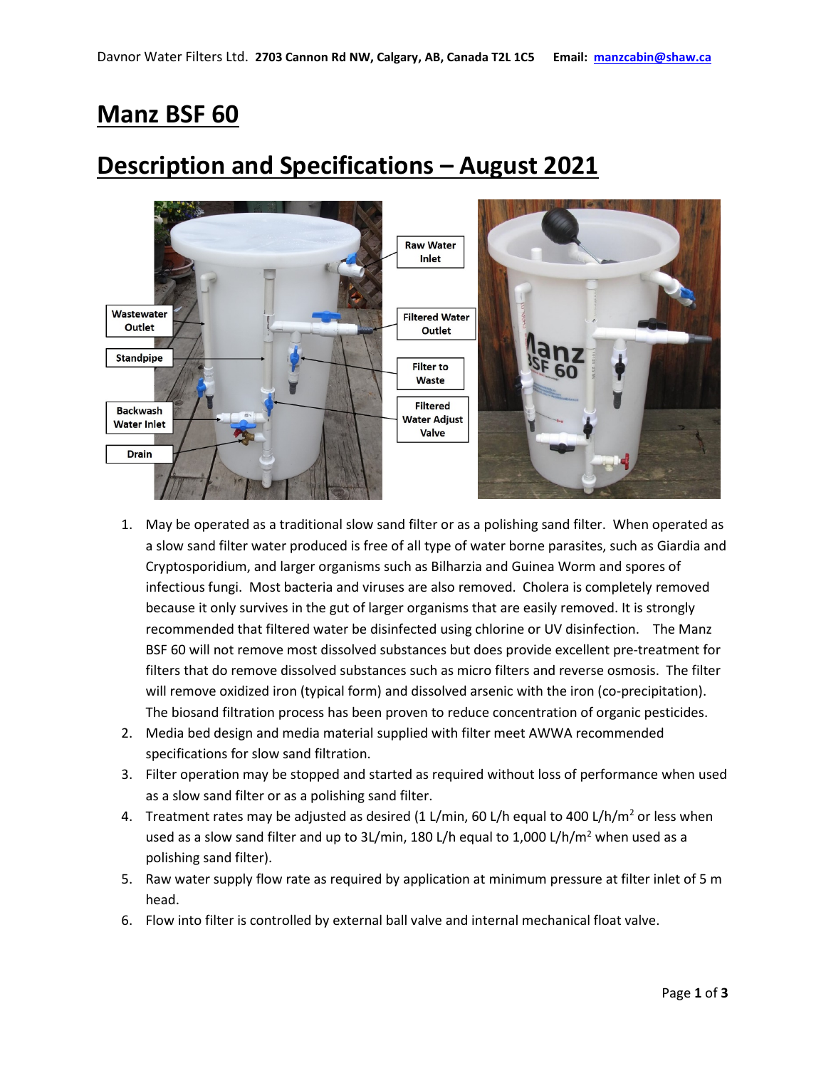Davnor Water Filters Ltd. **2703 Cannon Rd NW, Calgary, AB, Canada T2L 1C5** **Email: manzcabin@shaw.ca**

# Manz BSF 60

# Description and Specifications – August 2021

Raw Water Inlet

Wastewater Outlet

Filtered Water Outlet

Standpipe

Filter to Waste

Backwash Water Inlet

Filtered Water Adjust Valve

Drain

1. May be operated as a traditional slow sand filter or as a polishing sand filter. When operated as a slow sand filter water produced is free of all type of water borne parasites, such as Giardia and Cryptosporidium, and larger organisms such as Bilharzia and Guinea Worm and spores of infectious fungi. Most bacteria and viruses are also removed. Cholera is completely removed because it only survives in the gut of larger organisms that are easily removed. It is strongly recommended that filtered water be disinfected using chlorine or UV disinfection. The Manz BSF 60 will not remove most dissolved substances but does provide excellent pre-treatment for filters that do remove dissolved substances such as micro filters and reverse osmosis. The filter will remove oxidized iron (typical form) and dissolved arsenic with the iron (co-precipitation). The biosand filtration process has been proven to reduce concentration of organic pesticides.
2. Media bed design and media material supplied with filter meet AWWA recommended specifications for slow sand filtration.
3. Filter operation may be stopped and started as required without loss of performance when used as a slow sand filter or as a polishing sand filter.
4. Treatment rates may be adjusted as desired (1 L/min, 60 L/h equal to 400 L/h/m$^2$ or less when used as a slow sand filter and up to 3L/min, 180 L/h equal to 1,000 L/h/m$^2$ when used as a polishing sand filter).
5. Raw water supply flow rate as required by application at minimum pressure at filter inlet of 5 m head.
6. Flow into filter is controlled by external ball valve and internal mechanical float valve.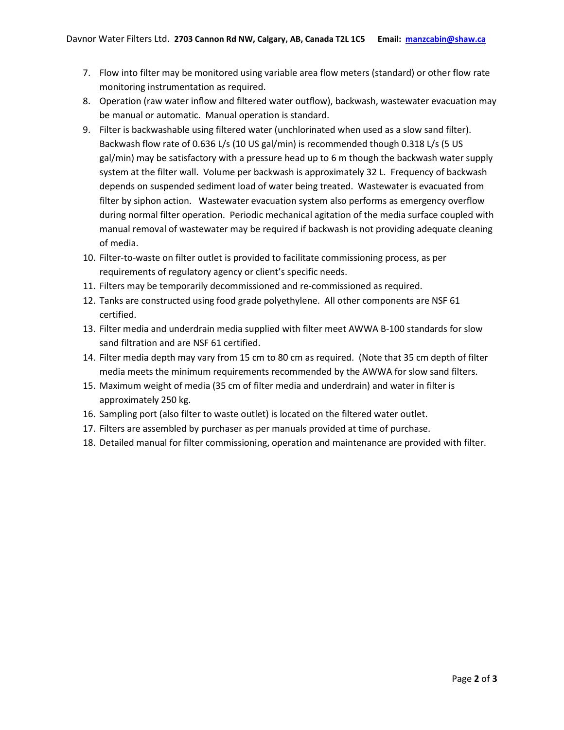7. Flow into filter may be monitored using variable area flow meters (standard) or other flow rate monitoring instrumentation as required.
8. Operation (raw water inflow and filtered water outflow), backwash, wastewater evacuation may be manual or automatic. Manual operation is standard.
9. Filter is backwashable using filtered water (unchlorinated when used as a slow sand filter). Backwash flow rate of 0.636 L/s (10 US gal/min) is recommended though 0.318 L/s (5 US gal/min) may be satisfactory with a pressure head up to 6 m though the backwash water supply system at the filter wall. Volume per backwash is approximately 32 L. Frequency of backwash depends on suspended sediment load of water being treated. Wastewater is evacuated from filter by siphon action. Wastewater evacuation system also performs as emergency overflow during normal filter operation. Periodic mechanical agitation of the media surface coupled with manual removal of wastewater may be required if backwash is not providing adequate cleaning of media.
10. Filter-to-waste on filter outlet is provided to facilitate commissioning process, as per requirements of regulatory agency or client's specific needs.
11. Filters may be temporarily decommissioned and re-commissioned as required.
12. Tanks are constructed using food grade polyethylene. All other components are NSF 61 certified.
13. Filter media and underdrain media supplied with filter meet AWWA B-100 standards for slow sand filtration and are NSF 61 certified.
14. Filter media depth may vary from 15 cm to 80 cm as required. (Note that 35 cm depth of filter media meets the minimum requirements recommended by the AWWA for slow sand filters.
15. Maximum weight of media (35 cm of filter media and underdrain) and water in filter is approximately 250 kg.
16. Sampling port (also filter to waste outlet) is located on the filtered water outlet.
17. Filters are assembled by purchaser as per manuals provided at time of purchase.
18. Detailed manual for filter commissioning, operation and maintenance are provided with filter.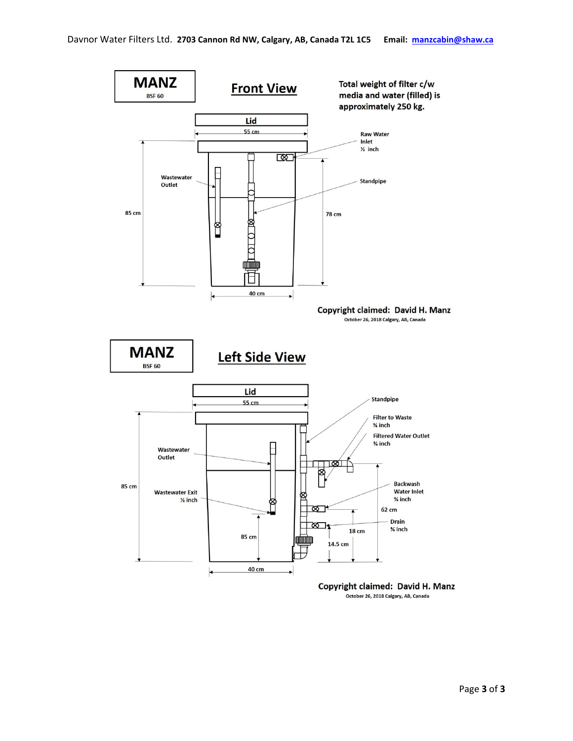Davnor Water Filters Ltd. **2703 Cannon Rd NW, Calgary, AB, Canada T2L 1C5** **Email: manzcabin@shaw.ca**

**MANZ**
BSF 60

## Front View

**Total weight of filter c/w media and water (filled) is approximately 250 kg.**

Lid

55 cm

Raw Water Inlet ½ inch

Wastewater Outlet

Standpipe

85 cm

78 cm

40 cm

**Copyright claimed: David H. Manz**
October 26, 2018 Calgary, AB, Canada

**MANZ**
BSF 60

## Left Side View

Lid

55 cm

Standpipe

Filter to Waste ¾ inch

Filtered Water Outlet ¾ inch

Wastewater Outlet

85 cm

Wastewater Exit ½ inch

Backwash Water Inlet ¾ inch

62 cm

Drain ¾ inch

18 cm

85 cm

14.5 cm

40 cm

**Copyright claimed: David H. Manz**
October 26, 2018 Calgary, AB, Canada